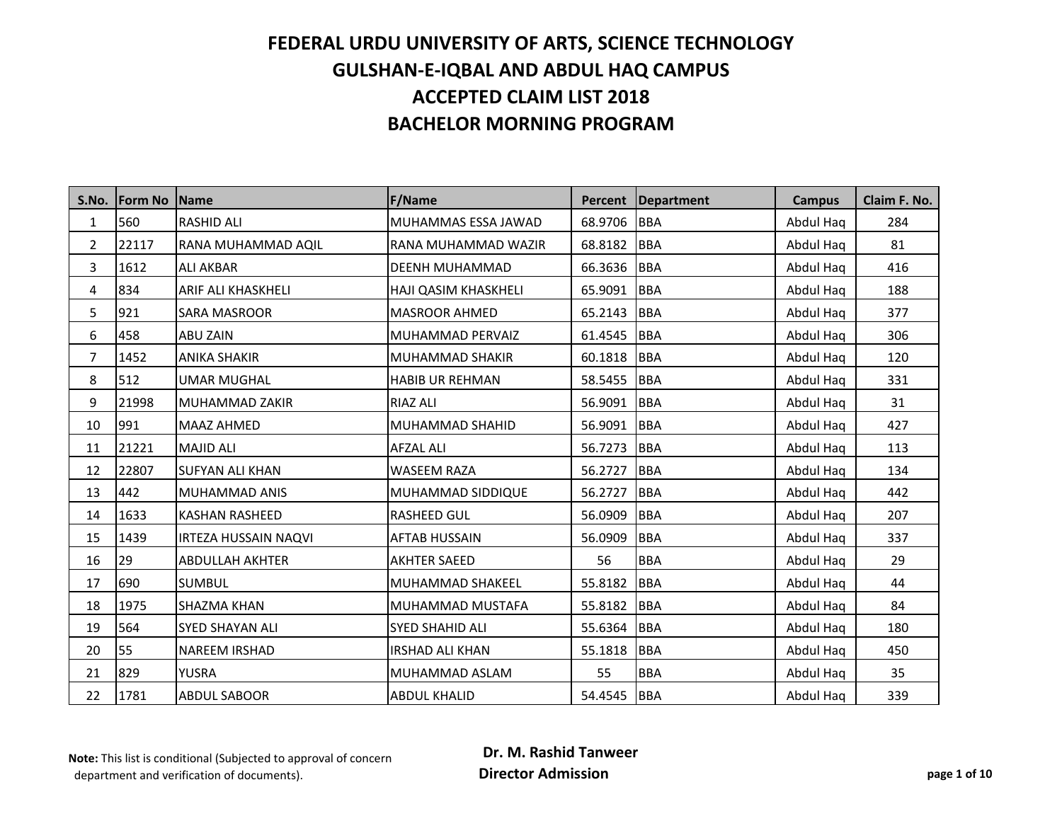# FEDERAL URDU UNIVERSITY OF ARTS, SCIENCE TECHNOLOGY
## GULSHAN-E-IQBAL AND ABDUL HAQ CAMPUS
## ACCEPTED CLAIM LIST 2018
## BACHELOR MORNING PROGRAM

| S.No. | Form No | Name | F/Name | Percent | Department | Campus | Claim F. No. |
|---|---|---|---|---|---|---|---|
| 1 | 560 | RASHID ALI | MUHAMMAS ESSA JAWAD | 68.9706 | BBA | Abdul Haq | 284 |
| 2 | 22117 | RANA MUHAMMAD AQIL | RANA MUHAMMAD WAZIR | 68.8182 | BBA | Abdul Haq | 81 |
| 3 | 1612 | ALI AKBAR | DEENH MUHAMMAD | 66.3636 | BBA | Abdul Haq | 416 |
| 4 | 834 | ARIF ALI KHASKHELI | HAJI QASIM KHASKHELI | 65.9091 | BBA | Abdul Haq | 188 |
| 5 | 921 | SARA MASROOR | MASROOR AHMED | 65.2143 | BBA | Abdul Haq | 377 |
| 6 | 458 | ABU ZAIN | MUHAMMAD PERVAIZ | 61.4545 | BBA | Abdul Haq | 306 |
| 7 | 1452 | ANIKA SHAKIR | MUHAMMAD SHAKIR | 60.1818 | BBA | Abdul Haq | 120 |
| 8 | 512 | UMAR MUGHAL | HABIB UR REHMAN | 58.5455 | BBA | Abdul Haq | 331 |
| 9 | 21998 | MUHAMMAD ZAKIR | RIAZ ALI | 56.9091 | BBA | Abdul Haq | 31 |
| 10 | 991 | MAAZ AHMED | MUHAMMAD SHAHID | 56.9091 | BBA | Abdul Haq | 427 |
| 11 | 21221 | MAJID ALI | AFZAL ALI | 56.7273 | BBA | Abdul Haq | 113 |
| 12 | 22807 | SUFYAN ALI KHAN | WASEEM RAZA | 56.2727 | BBA | Abdul Haq | 134 |
| 13 | 442 | MUHAMMAD ANIS | MUHAMMAD SIDDIQUE | 56.2727 | BBA | Abdul Haq | 442 |
| 14 | 1633 | KASHAN RASHEED | RASHEED GUL | 56.0909 | BBA | Abdul Haq | 207 |
| 15 | 1439 | IRTEZA HUSSAIN NAQVI | AFTAB HUSSAIN | 56.0909 | BBA | Abdul Haq | 337 |
| 16 | 29 | ABDULLAH AKHTER | AKHTER SAEED | 56 | BBA | Abdul Haq | 29 |
| 17 | 690 | SUMBUL | MUHAMMAD SHAKEEL | 55.8182 | BBA | Abdul Haq | 44 |
| 18 | 1975 | SHAZMA KHAN | MUHAMMAD MUSTAFA | 55.8182 | BBA | Abdul Haq | 84 |
| 19 | 564 | SYED SHAYAN ALI | SYED SHAHID ALI | 55.6364 | BBA | Abdul Haq | 180 |
| 20 | 55 | NAREEM IRSHAD | IRSHAD ALI KHAN | 55.1818 | BBA | Abdul Haq | 450 |
| 21 | 829 | YUSRA | MUHAMMAD ASLAM | 55 | BBA | Abdul Haq | 35 |
| 22 | 1781 | ABDUL SABOOR | ABDUL KHALID | 54.4545 | BBA | Abdul Haq | 339 |

**Note:** This list is conditional (Subjected to approval of concern department and verification of documents).

**Dr. M. Rashid Tanweer**
**Director Admission**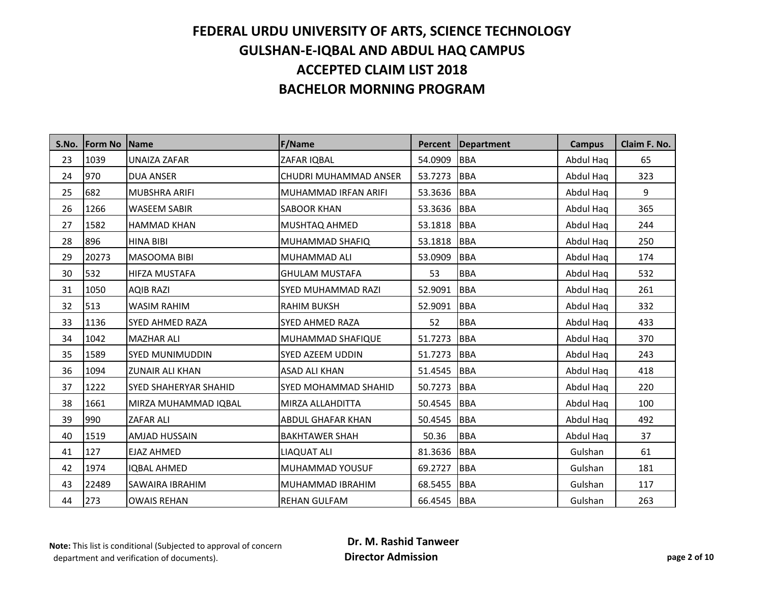# FEDERAL URDU UNIVERSITY OF ARTS, SCIENCE TECHNOLOGY
## GULSHAN-E-IQBAL AND ABDUL HAQ CAMPUS
## ACCEPTED CLAIM LIST 2018
## BACHELOR MORNING PROGRAM

| S.No. | Form No | Name | F/Name | Percent | Department | Campus | Claim F. No. |
|---|---|---|---|---|---|---|---|
| 23 | 1039 | UNAIZA ZAFAR | ZAFAR IQBAL | 54.0909 | BBA | Abdul Haq | 65 |
| 24 | 970 | DUA ANSER | CHUDRI MUHAMMAD ANSER | 53.7273 | BBA | Abdul Haq | 323 |
| 25 | 682 | MUBSHRA ARIFI | MUHAMMAD IRFAN ARIFI | 53.3636 | BBA | Abdul Haq | 9 |
| 26 | 1266 | WASEEM SABIR | SABOOR KHAN | 53.3636 | BBA | Abdul Haq | 365 |
| 27 | 1582 | HAMMAD KHAN | MUSHTAQ AHMED | 53.1818 | BBA | Abdul Haq | 244 |
| 28 | 896 | HINA BIBI | MUHAMMAD SHAFIQ | 53.1818 | BBA | Abdul Haq | 250 |
| 29 | 20273 | MASOOMA BIBI | MUHAMMAD ALI | 53.0909 | BBA | Abdul Haq | 174 |
| 30 | 532 | HIFZA MUSTAFA | GHULAM MUSTAFA | 53 | BBA | Abdul Haq | 532 |
| 31 | 1050 | AQIB RAZI | SYED MUHAMMAD RAZI | 52.9091 | BBA | Abdul Haq | 261 |
| 32 | 513 | WASIM RAHIM | RAHIM BUKSH | 52.9091 | BBA | Abdul Haq | 332 |
| 33 | 1136 | SYED AHMED RAZA | SYED AHMED RAZA | 52 | BBA | Abdul Haq | 433 |
| 34 | 1042 | MAZHAR ALI | MUHAMMAD SHAFIQUE | 51.7273 | BBA | Abdul Haq | 370 |
| 35 | 1589 | SYED MUNIMUDDIN | SYED AZEEM UDDIN | 51.7273 | BBA | Abdul Haq | 243 |
| 36 | 1094 | ZUNAIR ALI KHAN | ASAD ALI KHAN | 51.4545 | BBA | Abdul Haq | 418 |
| 37 | 1222 | SYED SHAHERYAR SHAHID | SYED MOHAMMAD SHAHID | 50.7273 | BBA | Abdul Haq | 220 |
| 38 | 1661 | MIRZA MUHAMMAD IQBAL | MIRZA ALLAHDITTA | 50.4545 | BBA | Abdul Haq | 100 |
| 39 | 990 | ZAFAR ALI | ABDUL GHAFAR KHAN | 50.4545 | BBA | Abdul Haq | 492 |
| 40 | 1519 | AMJAD HUSSAIN | BAKHTAWER SHAH | 50.36 | BBA | Abdul Haq | 37 |
| 41 | 127 | EJAZ AHMED | LIAQUAT ALI | 81.3636 | BBA | Gulshan | 61 |
| 42 | 1974 | IQBAL AHMED | MUHAMMAD YOUSUF | 69.2727 | BBA | Gulshan | 181 |
| 43 | 22489 | SAWAIRA IBRAHIM | MUHAMMAD IBRAHIM | 68.5455 | BBA | Gulshan | 117 |
| 44 | 273 | OWAIS REHAN | REHAN GULFAM | 66.4545 | BBA | Gulshan | 263 |

**Note:** This list is conditional (Subjected to approval of concern department and verification of documents).

**Dr. M. Rashid Tanweer**
**Director Admission**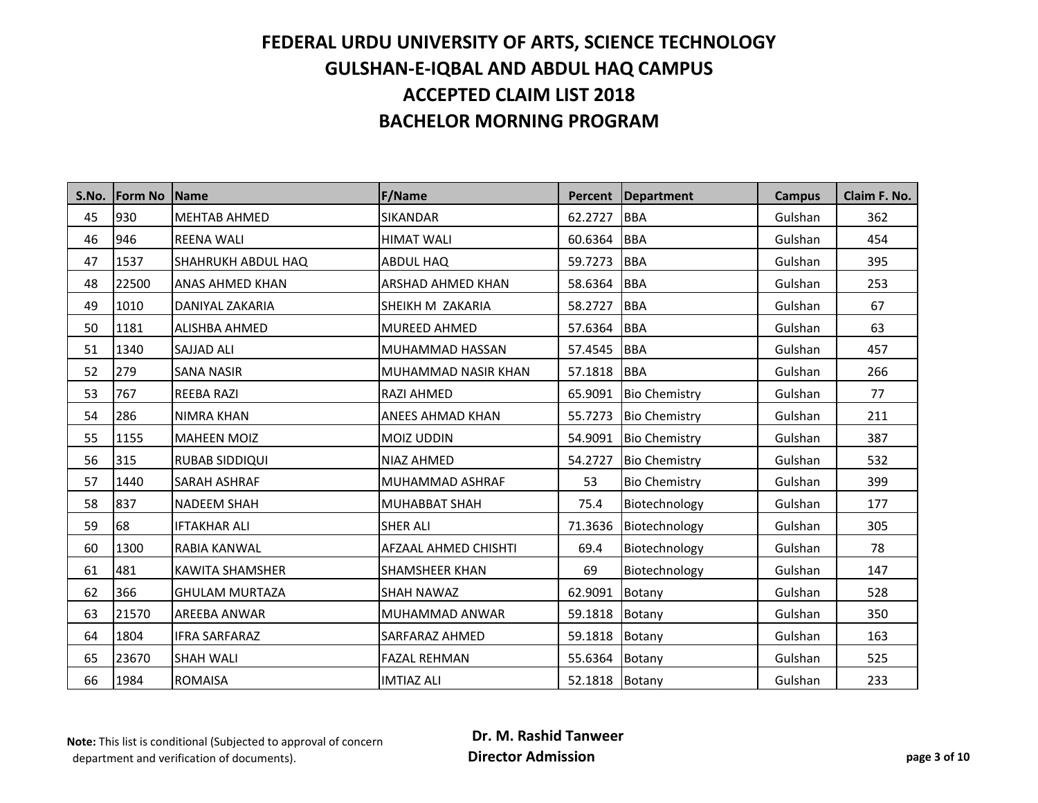# FEDERAL URDU UNIVERSITY OF ARTS, SCIENCE TECHNOLOGY
## GULSHAN-E-IQBAL AND ABDUL HAQ CAMPUS
## ACCEPTED CLAIM LIST 2018
## BACHELOR MORNING PROGRAM

| S.No. | Form No | Name | F/Name | Percent | Department | Campus | Claim F. No. |
|---|---|---|---|---|---|---|---|
| 45 | 930 | MEHTAB AHMED | SIKANDAR | 62.2727 | BBA | Gulshan | 362 |
| 46 | 946 | REENA WALI | HIMAT WALI | 60.6364 | BBA | Gulshan | 454 |
| 47 | 1537 | SHAHRUKH ABDUL HAQ | ABDUL HAQ | 59.7273 | BBA | Gulshan | 395 |
| 48 | 22500 | ANAS AHMED KHAN | ARSHAD AHMED KHAN | 58.6364 | BBA | Gulshan | 253 |
| 49 | 1010 | DANIYAL ZAKARIA | SHEIKH M ZAKARIA | 58.2727 | BBA | Gulshan | 67 |
| 50 | 1181 | ALISHBA AHMED | MUREED AHMED | 57.6364 | BBA | Gulshan | 63 |
| 51 | 1340 | SAJJAD ALI | MUHAMMAD HASSAN | 57.4545 | BBA | Gulshan | 457 |
| 52 | 279 | SANA NASIR | MUHAMMAD NASIR KHAN | 57.1818 | BBA | Gulshan | 266 |
| 53 | 767 | REEBA RAZI | RAZI AHMED | 65.9091 | Bio Chemistry | Gulshan | 77 |
| 54 | 286 | NIMRA KHAN | ANEES AHMAD KHAN | 55.7273 | Bio Chemistry | Gulshan | 211 |
| 55 | 1155 | MAHEEN MOIZ | MOIZ UDDIN | 54.9091 | Bio Chemistry | Gulshan | 387 |
| 56 | 315 | RUBAB SIDDIQUI | NIAZ AHMED | 54.2727 | Bio Chemistry | Gulshan | 532 |
| 57 | 1440 | SARAH ASHRAF | MUHAMMAD ASHRAF | 53 | Bio Chemistry | Gulshan | 399 |
| 58 | 837 | NADEEM SHAH | MUHABBAT SHAH | 75.4 | Biotechnology | Gulshan | 177 |
| 59 | 68 | IFTAKHAR ALI | SHER ALI | 71.3636 | Biotechnology | Gulshan | 305 |
| 60 | 1300 | RABIA KANWAL | AFZAAL AHMED CHISHTI | 69.4 | Biotechnology | Gulshan | 78 |
| 61 | 481 | KAWITA SHAMSHER | SHAMSHEER KHAN | 69 | Biotechnology | Gulshan | 147 |
| 62 | 366 | GHULAM MURTAZA | SHAH NAWAZ | 62.9091 | Botany | Gulshan | 528 |
| 63 | 21570 | AREEBA ANWAR | MUHAMMAD ANWAR | 59.1818 | Botany | Gulshan | 350 |
| 64 | 1804 | IFRA SARFARAZ | SARFARAZ AHMED | 59.1818 | Botany | Gulshan | 163 |
| 65 | 23670 | SHAH WALI | FAZAL REHMAN | 55.6364 | Botany | Gulshan | 525 |
| 66 | 1984 | ROMAISA | IMTIAZ ALI | 52.1818 | Botany | Gulshan | 233 |

**Note:** This list is conditional (Subjected to approval of concern department and verification of documents).

**Dr. M. Rashid Tanweer**
**Director Admission**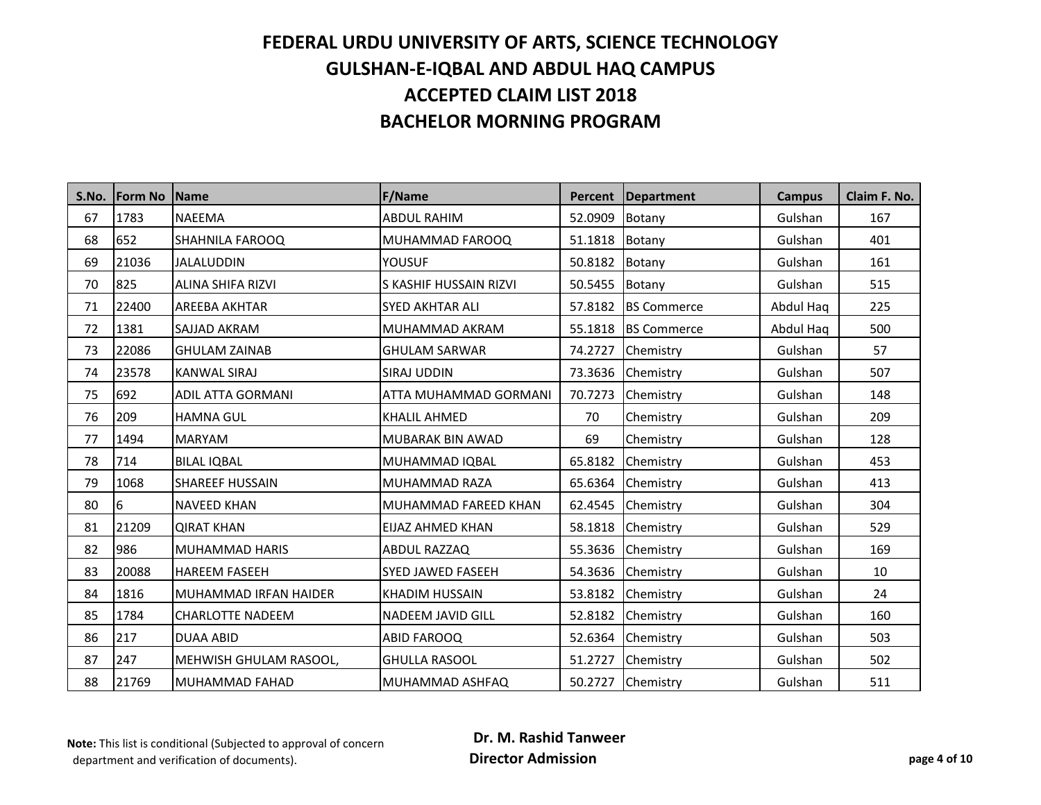# FEDERAL URDU UNIVERSITY OF ARTS, SCIENCE TECHNOLOGY
# GULSHAN-E-IQBAL AND ABDUL HAQ CAMPUS
# ACCEPTED CLAIM LIST 2018
# BACHELOR MORNING PROGRAM

| S.No. | Form No | Name | F/Name | Percent | Department | Campus | Claim F. No. |
|---|---|---|---|---|---|---|---|
| 67 | 1783 | NAEEMA | ABDUL RAHIM | 52.0909 | Botany | Gulshan | 167 |
| 68 | 652 | SHAHNILA FAROOQ | MUHAMMAD FAROOQ | 51.1818 | Botany | Gulshan | 401 |
| 69 | 21036 | JALALUDDIN | YOUSUF | 50.8182 | Botany | Gulshan | 161 |
| 70 | 825 | ALINA SHIFA RIZVI | S KASHIF HUSSAIN RIZVI | 50.5455 | Botany | Gulshan | 515 |
| 71 | 22400 | AREEBA AKHTAR | SYED AKHTAR ALI | 57.8182 | BS Commerce | Abdul Haq | 225 |
| 72 | 1381 | SAJJAD AKRAM | MUHAMMAD AKRAM | 55.1818 | BS Commerce | Abdul Haq | 500 |
| 73 | 22086 | GHULAM ZAINAB | GHULAM SARWAR | 74.2727 | Chemistry | Gulshan | 57 |
| 74 | 23578 | KANWAL SIRAJ | SIRAJ UDDIN | 73.3636 | Chemistry | Gulshan | 507 |
| 75 | 692 | ADIL ATTA GORMANI | ATTA MUHAMMAD GORMANI | 70.7273 | Chemistry | Gulshan | 148 |
| 76 | 209 | HAMNA GUL | KHALIL AHMED | 70 | Chemistry | Gulshan | 209 |
| 77 | 1494 | MARYAM | MUBARAK BIN AWAD | 69 | Chemistry | Gulshan | 128 |
| 78 | 714 | BILAL IQBAL | MUHAMMAD IQBAL | 65.8182 | Chemistry | Gulshan | 453 |
| 79 | 1068 | SHAREEF HUSSAIN | MUHAMMAD RAZA | 65.6364 | Chemistry | Gulshan | 413 |
| 80 | 6 | NAVEED KHAN | MUHAMMAD FAREED KHAN | 62.4545 | Chemistry | Gulshan | 304 |
| 81 | 21209 | QIRAT KHAN | EIJAZ AHMED KHAN | 58.1818 | Chemistry | Gulshan | 529 |
| 82 | 986 | MUHAMMAD HARIS | ABDUL RAZZAQ | 55.3636 | Chemistry | Gulshan | 169 |
| 83 | 20088 | HAREEM FASEEH | SYED JAWED FASEEH | 54.3636 | Chemistry | Gulshan | 10 |
| 84 | 1816 | MUHAMMAD IRFAN HAIDER | KHADIM HUSSAIN | 53.8182 | Chemistry | Gulshan | 24 |
| 85 | 1784 | CHARLOTTE NADEEM | NADEEM JAVID GILL | 52.8182 | Chemistry | Gulshan | 160 |
| 86 | 217 | DUAA ABID | ABID FAROOQ | 52.6364 | Chemistry | Gulshan | 503 |
| 87 | 247 | MEHWISH GHULAM RASOOL, | GHULLA RASOOL | 51.2727 | Chemistry | Gulshan | 502 |
| 88 | 21769 | MUHAMMAD FAHAD | MUHAMMAD ASHFAQ | 50.2727 | Chemistry | Gulshan | 511 |

**Note:** This list is conditional (Subjected to approval of concern department and verification of documents).

**Dr. M. Rashid Tanweer**
**Director Admission**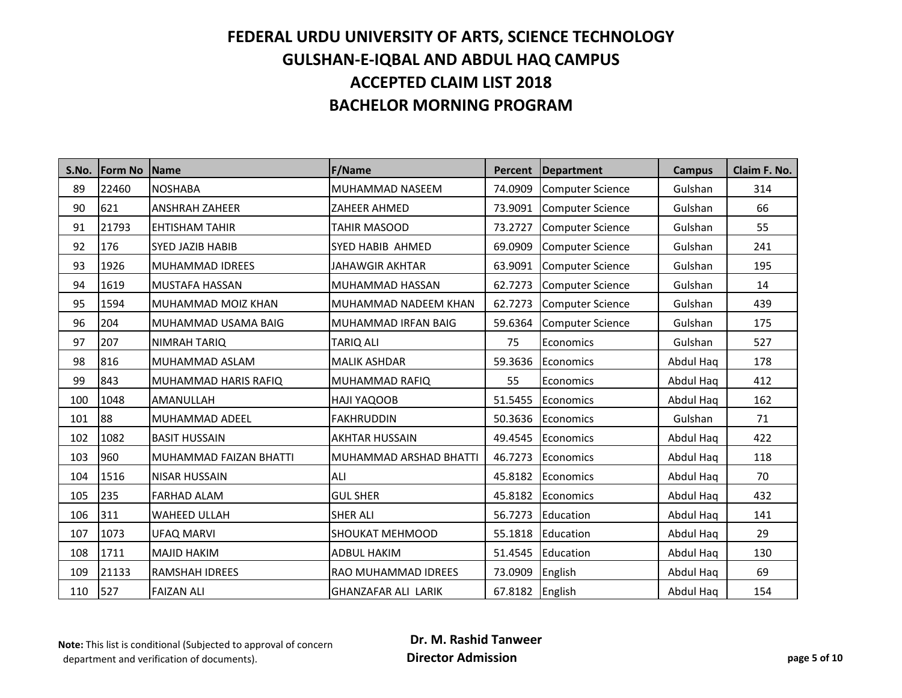# FEDERAL URDU UNIVERSITY OF ARTS, SCIENCE TECHNOLOGY
## GULSHAN-E-IQBAL AND ABDUL HAQ CAMPUS
## ACCEPTED CLAIM LIST 2018
## BACHELOR MORNING PROGRAM

| S.No. | Form No | Name | F/Name | Percent | Department | Campus | Claim F. No. |
|---|---|---|---|---|---|---|---|
| 89 | 22460 | NOSHABA | MUHAMMAD NASEEM | 74.0909 | Computer Science | Gulshan | 314 |
| 90 | 621 | ANSHRAH ZAHEER | ZAHEER AHMED | 73.9091 | Computer Science | Gulshan | 66 |
| 91 | 21793 | EHTISHAM TAHIR | TAHIR MASOOD | 73.2727 | Computer Science | Gulshan | 55 |
| 92 | 176 | SYED JAZIB HABIB | SYED HABIB AHMED | 69.0909 | Computer Science | Gulshan | 241 |
| 93 | 1926 | MUHAMMAD IDREES | JAHAWGIR AKHTAR | 63.9091 | Computer Science | Gulshan | 195 |
| 94 | 1619 | MUSTAFA HASSAN | MUHAMMAD HASSAN | 62.7273 | Computer Science | Gulshan | 14 |
| 95 | 1594 | MUHAMMAD MOIZ KHAN | MUHAMMAD NADEEM KHAN | 62.7273 | Computer Science | Gulshan | 439 |
| 96 | 204 | MUHAMMAD USAMA BAIG | MUHAMMAD IRFAN BAIG | 59.6364 | Computer Science | Gulshan | 175 |
| 97 | 207 | NIMRAH TARIQ | TARIQ ALI | 75 | Economics | Gulshan | 527 |
| 98 | 816 | MUHAMMAD ASLAM | MALIK ASHDAR | 59.3636 | Economics | Abdul Haq | 178 |
| 99 | 843 | MUHAMMAD HARIS RAFIQ | MUHAMMAD RAFIQ | 55 | Economics | Abdul Haq | 412 |
| 100 | 1048 | AMANULLAH | HAJI YAQOOB | 51.5455 | Economics | Abdul Haq | 162 |
| 101 | 88 | MUHAMMAD ADEEL | FAKHRUDDIN | 50.3636 | Economics | Gulshan | 71 |
| 102 | 1082 | BASIT HUSSAIN | AKHTAR HUSSAIN | 49.4545 | Economics | Abdul Haq | 422 |
| 103 | 960 | MUHAMMAD FAIZAN BHATTI | MUHAMMAD ARSHAD BHATTI | 46.7273 | Economics | Abdul Haq | 118 |
| 104 | 1516 | NISAR HUSSAIN | ALI | 45.8182 | Economics | Abdul Haq | 70 |
| 105 | 235 | FARHAD ALAM | GUL SHER | 45.8182 | Economics | Abdul Haq | 432 |
| 106 | 311 | WAHEED ULLAH | SHER ALI | 56.7273 | Education | Abdul Haq | 141 |
| 107 | 1073 | UFAQ MARVI | SHOUKAT MEHMOOD | 55.1818 | Education | Abdul Haq | 29 |
| 108 | 1711 | MAJID HAKIM | ADBUL HAKIM | 51.4545 | Education | Abdul Haq | 130 |
| 109 | 21133 | RAMSHAH IDREES | RAO MUHAMMAD IDREES | 73.0909 | English | Abdul Haq | 69 |
| 110 | 527 | FAIZAN ALI | GHANZAFAR ALI LARIK | 67.8182 | English | Abdul Haq | 154 |

**Note:** This list is conditional (Subjected to approval of concern department and verification of documents).

**Dr. M. Rashid Tanweer**
**Director Admission**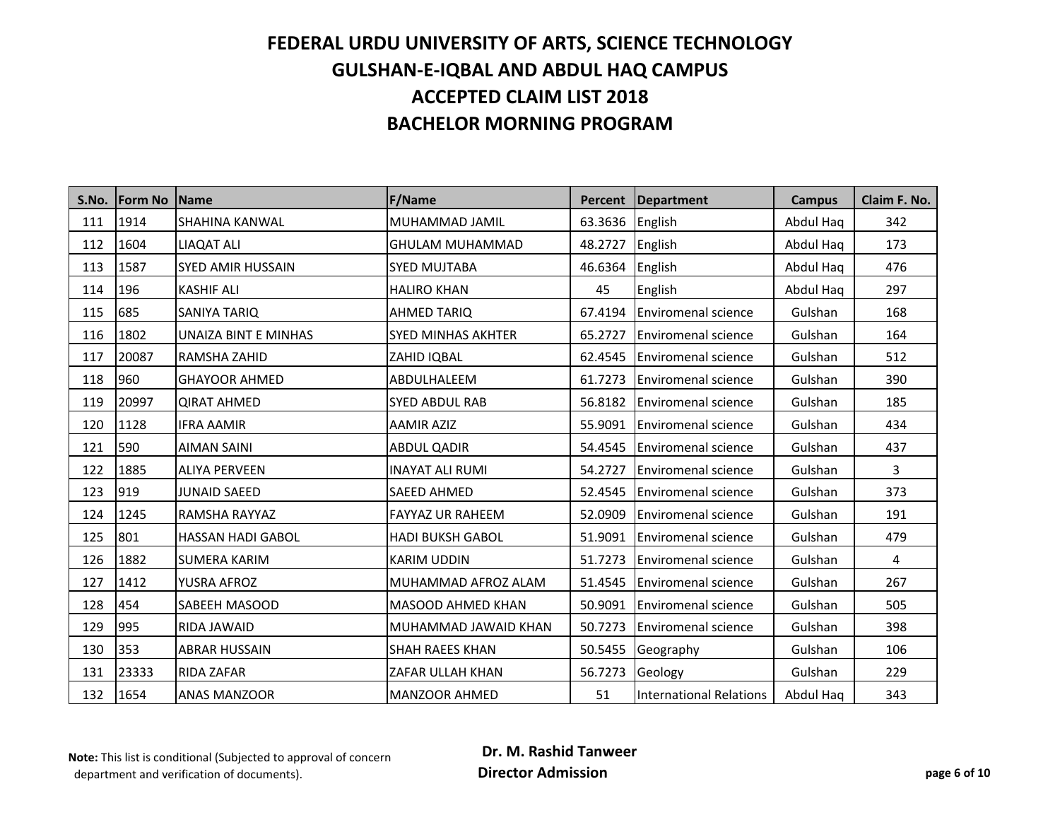# FEDERAL URDU UNIVERSITY OF ARTS, SCIENCE TECHNOLOGY
# GULSHAN-E-IQBAL AND ABDUL HAQ CAMPUS
# ACCEPTED CLAIM LIST 2018
# BACHELOR MORNING PROGRAM

| S.No. | Form No | Name | F/Name | Percent | Department | Campus | Claim F. No. |
|---|---|---|---|---|---|---|---|
| 111 | 1914 | SHAHINA KANWAL | MUHAMMAD JAMIL | 63.3636 | English | Abdul Haq | 342 |
| 112 | 1604 | LIAQAT ALI | GHULAM MUHAMMAD | 48.2727 | English | Abdul Haq | 173 |
| 113 | 1587 | SYED AMIR HUSSAIN | SYED MUJTABA | 46.6364 | English | Abdul Haq | 476 |
| 114 | 196 | KASHIF ALI | HALIRO KHAN | 45 | English | Abdul Haq | 297 |
| 115 | 685 | SANIYA TARIQ | AHMED TARIQ | 67.4194 | Enviromenal science | Gulshan | 168 |
| 116 | 1802 | UNAIZA BINT E MINHAS | SYED MINHAS AKHTER | 65.2727 | Enviromenal science | Gulshan | 164 |
| 117 | 20087 | RAMSHA ZAHID | ZAHID IQBAL | 62.4545 | Enviromenal science | Gulshan | 512 |
| 118 | 960 | GHAYOOR AHMED | ABDULHALEEM | 61.7273 | Enviromenal science | Gulshan | 390 |
| 119 | 20997 | QIRAT AHMED | SYED ABDUL RAB | 56.8182 | Enviromenal science | Gulshan | 185 |
| 120 | 1128 | IFRA AAMIR | AAMIR AZIZ | 55.9091 | Enviromenal science | Gulshan | 434 |
| 121 | 590 | AIMAN SAINI | ABDUL QADIR | 54.4545 | Enviromenal science | Gulshan | 437 |
| 122 | 1885 | ALIYA PERVEEN | INAYAT ALI RUMI | 54.2727 | Enviromenal science | Gulshan | 3 |
| 123 | 919 | JUNAID SAEED | SAEED AHMED | 52.4545 | Enviromenal science | Gulshan | 373 |
| 124 | 1245 | RAMSHA RAYYAZ | FAYYAZ UR RAHEEM | 52.0909 | Enviromenal science | Gulshan | 191 |
| 125 | 801 | HASSAN HADI GABOL | HADI BUKSH GABOL | 51.9091 | Enviromenal science | Gulshan | 479 |
| 126 | 1882 | SUMERA KARIM | KARIM UDDIN | 51.7273 | Enviromenal science | Gulshan | 4 |
| 127 | 1412 | YUSRA AFROZ | MUHAMMAD AFROZ ALAM | 51.4545 | Enviromenal science | Gulshan | 267 |
| 128 | 454 | SABEEH MASOOD | MASOOD AHMED KHAN | 50.9091 | Enviromenal science | Gulshan | 505 |
| 129 | 995 | RIDA JAWAID | MUHAMMAD JAWAID KHAN | 50.7273 | Enviromenal science | Gulshan | 398 |
| 130 | 353 | ABRAR HUSSAIN | SHAH RAEES KHAN | 50.5455 | Geography | Gulshan | 106 |
| 131 | 23333 | RIDA ZAFAR | ZAFAR ULLAH KHAN | 56.7273 | Geology | Gulshan | 229 |
| 132 | 1654 | ANAS MANZOOR | MANZOOR AHMED | 51 | International Relations | Abdul Haq | 343 |

**Note:** This list is conditional (Subjected to approval of concern department and verification of documents).

**Dr. M. Rashid Tanweer**
**Director Admission**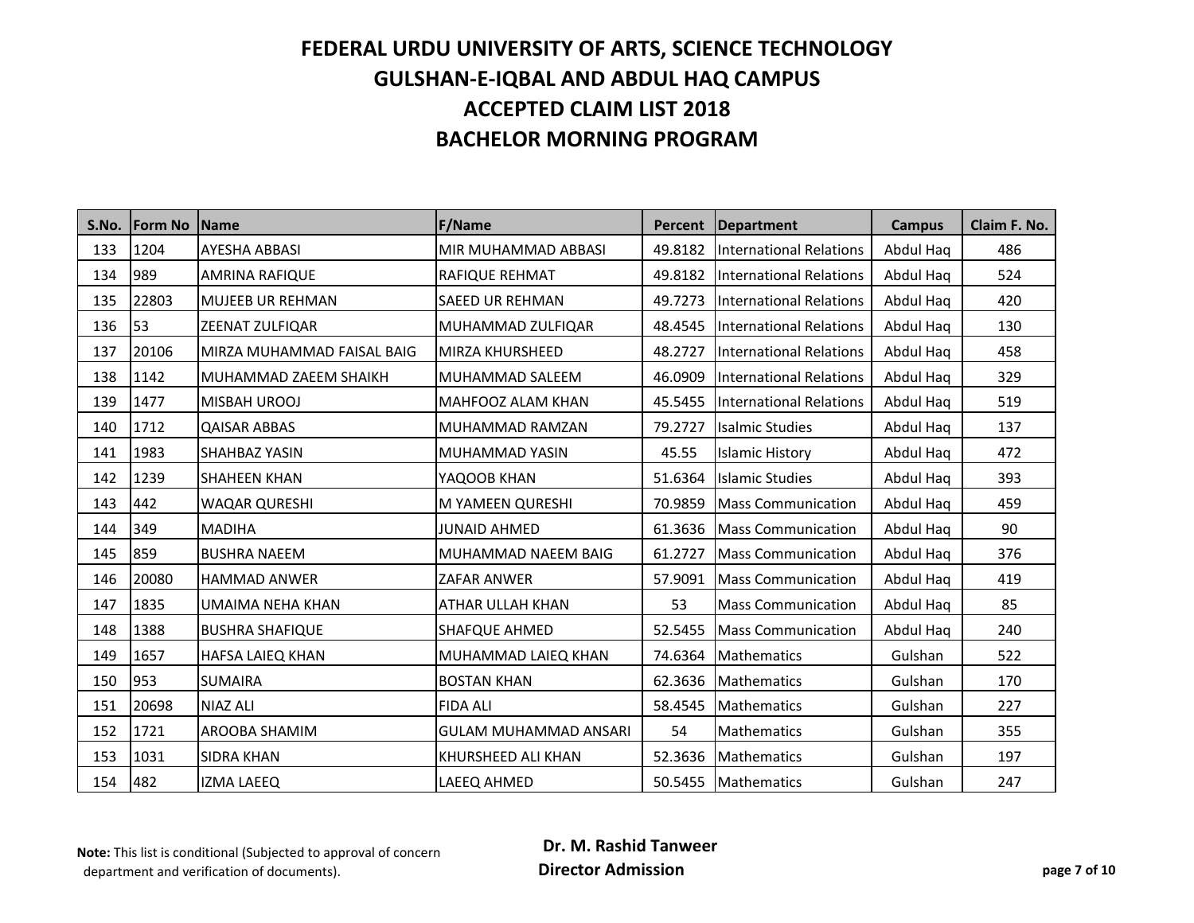# FEDERAL URDU UNIVERSITY OF ARTS, SCIENCE TECHNOLOGY

## GULSHAN-E-IQBAL AND ABDUL HAQ CAMPUS

## ACCEPTED CLAIM LIST 2018

## BACHELOR MORNING PROGRAM

| S.No. | Form No | Name | F/Name | Percent | Department | Campus | Claim F. No. |
|---|---|---|---|---|---|---|---|
| 133 | 1204 | AYESHA ABBASI | MIR MUHAMMAD ABBASI | 49.8182 | International Relations | Abdul Haq | 486 |
| 134 | 989 | AMRINA RAFIQUE | RAFIQUE REHMAT | 49.8182 | International Relations | Abdul Haq | 524 |
| 135 | 22803 | MUJEEB UR REHMAN | SAEED UR REHMAN | 49.7273 | International Relations | Abdul Haq | 420 |
| 136 | 53 | ZEENAT ZULFIQAR | MUHAMMAD ZULFIQAR | 48.4545 | International Relations | Abdul Haq | 130 |
| 137 | 20106 | MIRZA MUHAMMAD FAISAL BAIG | MIRZA KHURSHEED | 48.2727 | International Relations | Abdul Haq | 458 |
| 138 | 1142 | MUHAMMAD ZAEEM SHAIKH | MUHAMMAD SALEEM | 46.0909 | International Relations | Abdul Haq | 329 |
| 139 | 1477 | MISBAH UROOJ | MAHFOOZ ALAM KHAN | 45.5455 | International Relations | Abdul Haq | 519 |
| 140 | 1712 | QAISAR ABBAS | MUHAMMAD RAMZAN | 79.2727 | Isalmic Studies | Abdul Haq | 137 |
| 141 | 1983 | SHAHBAZ YASIN | MUHAMMAD YASIN | 45.55 | Islamic History | Abdul Haq | 472 |
| 142 | 1239 | SHAHEEN KHAN | YAQOOB KHAN | 51.6364 | Islamic Studies | Abdul Haq | 393 |
| 143 | 442 | WAQAR QURESHI | M YAMEEN QURESHI | 70.9859 | Mass Communication | Abdul Haq | 459 |
| 144 | 349 | MADIHA | JUNAID AHMED | 61.3636 | Mass Communication | Abdul Haq | 90 |
| 145 | 859 | BUSHRA NAEEM | MUHAMMAD NAEEM BAIG | 61.2727 | Mass Communication | Abdul Haq | 376 |
| 146 | 20080 | HAMMAD ANWER | ZAFAR ANWER | 57.9091 | Mass Communication | Abdul Haq | 419 |
| 147 | 1835 | UMAIMA NEHA KHAN | ATHAR ULLAH KHAN | 53 | Mass Communication | Abdul Haq | 85 |
| 148 | 1388 | BUSHRA SHAFIQUE | SHAFQUE AHMED | 52.5455 | Mass Communication | Abdul Haq | 240 |
| 149 | 1657 | HAFSA LAIEQ KHAN | MUHAMMAD LAIEQ KHAN | 74.6364 | Mathematics | Gulshan | 522 |
| 150 | 953 | SUMAIRA | BOSTAN KHAN | 62.3636 | Mathematics | Gulshan | 170 |
| 151 | 20698 | NIAZ ALI | FIDA ALI | 58.4545 | Mathematics | Gulshan | 227 |
| 152 | 1721 | AROOBA SHAMIM | GULAM MUHAMMAD ANSARI | 54 | Mathematics | Gulshan | 355 |
| 153 | 1031 | SIDRA KHAN | KHURSHEED ALI KHAN | 52.3636 | Mathematics | Gulshan | 197 |
| 154 | 482 | IZMA LAEEQ | LAEEQ AHMED | 50.5455 | Mathematics | Gulshan | 247 |

**Note:** This list is conditional (Subjected to approval of concern department and verification of documents).

**Dr. M. Rashid Tanweer**
**Director Admission**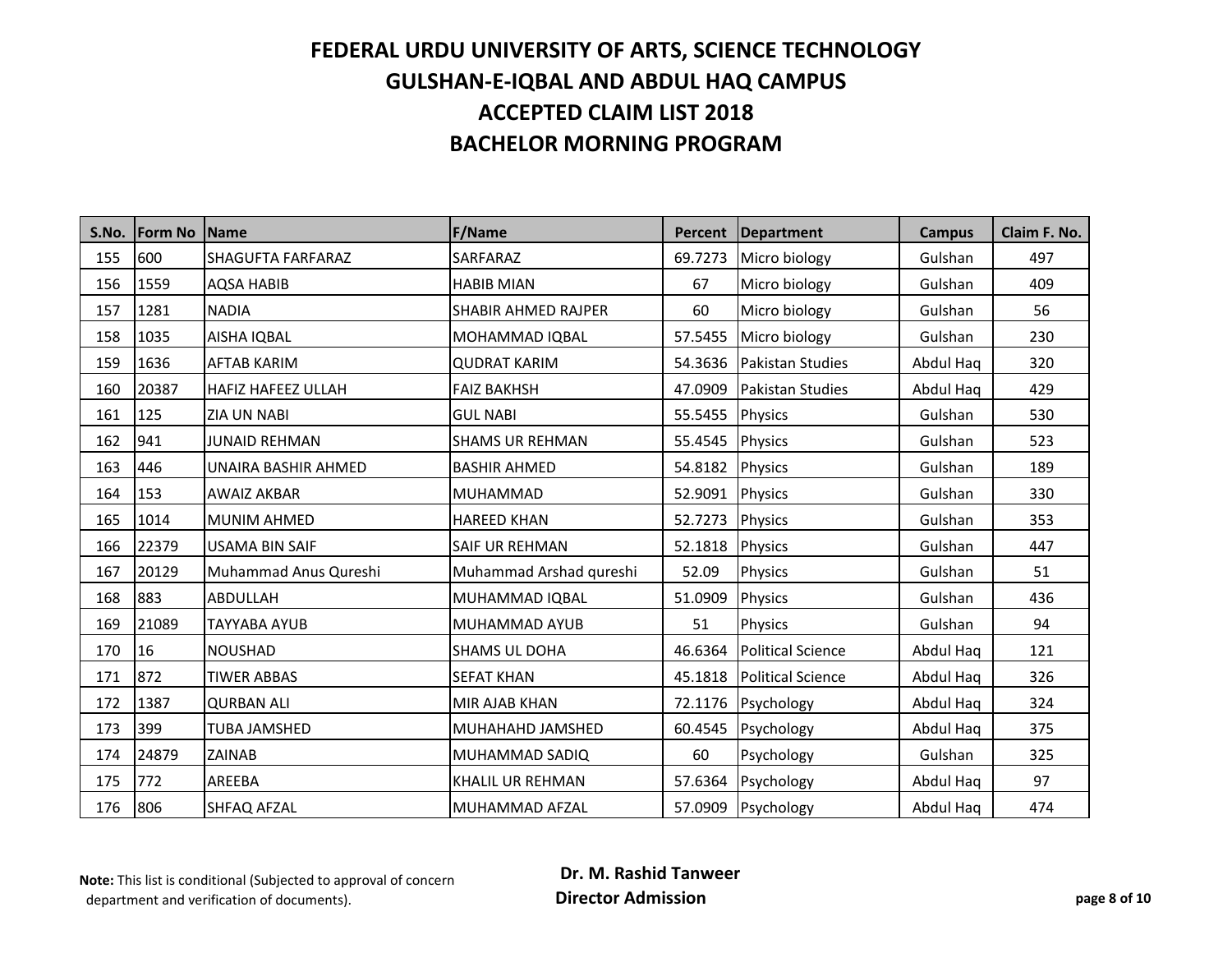# FEDERAL URDU UNIVERSITY OF ARTS, SCIENCE TECHNOLOGY
# GULSHAN-E-IQBAL AND ABDUL HAQ CAMPUS
# ACCEPTED CLAIM LIST 2018
# BACHELOR MORNING PROGRAM

| S.No. | Form No | Name | F/Name | Percent | Department | Campus | Claim F. No. |
|---|---|---|---|---|---|---|---|
| 155 | 600 | SHAGUFTA FARFARAZ | SARFARAZ | 69.7273 | Micro biology | Gulshan | 497 |
| 156 | 1559 | AQSA HABIB | HABIB MIAN | 67 | Micro biology | Gulshan | 409 |
| 157 | 1281 | NADIA | SHABIR AHMED RAJPER | 60 | Micro biology | Gulshan | 56 |
| 158 | 1035 | AISHA IQBAL | MOHAMMAD IQBAL | 57.5455 | Micro biology | Gulshan | 230 |
| 159 | 1636 | AFTAB KARIM | QUDRAT KARIM | 54.3636 | Pakistan Studies | Abdul Haq | 320 |
| 160 | 20387 | HAFIZ HAFEEZ ULLAH | FAIZ BAKHSH | 47.0909 | Pakistan Studies | Abdul Haq | 429 |
| 161 | 125 | ZIA UN NABI | GUL NABI | 55.5455 | Physics | Gulshan | 530 |
| 162 | 941 | JUNAID REHMAN | SHAMS UR REHMAN | 55.4545 | Physics | Gulshan | 523 |
| 163 | 446 | UNAIRA BASHIR AHMED | BASHIR AHMED | 54.8182 | Physics | Gulshan | 189 |
| 164 | 153 | AWAIZ AKBAR | MUHAMMAD | 52.9091 | Physics | Gulshan | 330 |
| 165 | 1014 | MUNIM AHMED | HAREED KHAN | 52.7273 | Physics | Gulshan | 353 |
| 166 | 22379 | USAMA BIN SAIF | SAIF UR REHMAN | 52.1818 | Physics | Gulshan | 447 |
| 167 | 20129 | Muhammad Anus Qureshi | Muhammad Arshad qureshi | 52.09 | Physics | Gulshan | 51 |
| 168 | 883 | ABDULLAH | MUHAMMAD IQBAL | 51.0909 | Physics | Gulshan | 436 |
| 169 | 21089 | TAYYABA AYUB | MUHAMMAD AYUB | 51 | Physics | Gulshan | 94 |
| 170 | 16 | NOUSHAD | SHAMS UL DOHA | 46.6364 | Political Science | Abdul Haq | 121 |
| 171 | 872 | TIWER ABBAS | SEFAT KHAN | 45.1818 | Political Science | Abdul Haq | 326 |
| 172 | 1387 | QURBAN ALI | MIR AJAB KHAN | 72.1176 | Psychology | Abdul Haq | 324 |
| 173 | 399 | TUBA JAMSHED | MUHAHAHD JAMSHED | 60.4545 | Psychology | Abdul Haq | 375 |
| 174 | 24879 | ZAINAB | MUHAMMAD SADIQ | 60 | Psychology | Gulshan | 325 |
| 175 | 772 | AREEBA | KHALIL UR REHMAN | 57.6364 | Psychology | Abdul Haq | 97 |
| 176 | 806 | SHFAQ AFZAL | MUHAMMAD AFZAL | 57.0909 | Psychology | Abdul Haq | 474 |

**Note:** This list is conditional (Subjected to approval of concern department and verification of documents).

**Dr. M. Rashid Tanweer**
**Director Admission**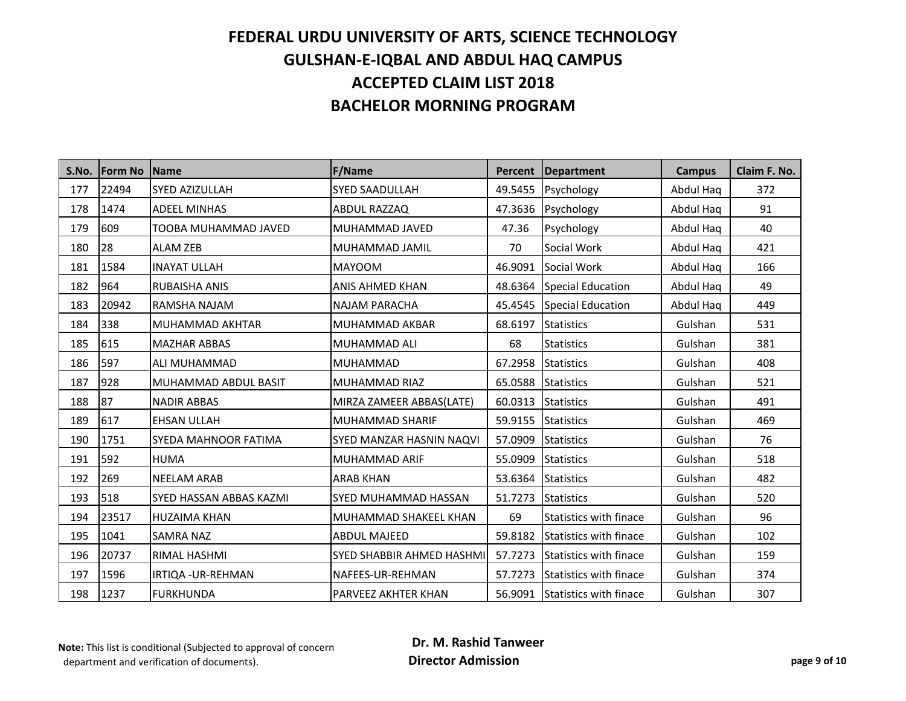# FEDERAL URDU UNIVERSITY OF ARTS, SCIENCE TECHNOLOGY
# GULSHAN-E-IQBAL AND ABDUL HAQ CAMPUS
# ACCEPTED CLAIM LIST 2018
# BACHELOR MORNING PROGRAM

| S.No. | Form No | Name | F/Name | Percent | Department | Campus | Claim F. No. |
|---|---|---|---|---|---|---|---|
| 177 | 22494 | SYED AZIZULLAH | SYED SAADULLAH | 49.5455 | Psychology | Abdul Haq | 372 |
| 178 | 1474 | ADEEL MINHAS | ABDUL RAZZAQ | 47.3636 | Psychology | Abdul Haq | 91 |
| 179 | 609 | TOOBA MUHAMMAD JAVED | MUHAMMAD JAVED | 47.36 | Psychology | Abdul Haq | 40 |
| 180 | 28 | ALAM ZEB | MUHAMMAD JAMIL | 70 | Social Work | Abdul Haq | 421 |
| 181 | 1584 | INAYAT ULLAH | MAYOOM | 46.9091 | Social Work | Abdul Haq | 166 |
| 182 | 964 | RUBAISHA ANIS | ANIS AHMED KHAN | 48.6364 | Special Education | Abdul Haq | 49 |
| 183 | 20942 | RAMSHA NAJAM | NAJAM PARACHA | 45.4545 | Special Education | Abdul Haq | 449 |
| 184 | 338 | MUHAMMAD AKHTAR | MUHAMMAD AKBAR | 68.6197 | Statistics | Gulshan | 531 |
| 185 | 615 | MAZHAR ABBAS | MUHAMMAD ALI | 68 | Statistics | Gulshan | 381 |
| 186 | 597 | ALI MUHAMMAD | MUHAMMAD | 67.2958 | Statistics | Gulshan | 408 |
| 187 | 928 | MUHAMMAD ABDUL BASIT | MUHAMMAD RIAZ | 65.0588 | Statistics | Gulshan | 521 |
| 188 | 87 | NADIR ABBAS | MIRZA ZAMEER ABBAS(LATE) | 60.0313 | Statistics | Gulshan | 491 |
| 189 | 617 | EHSAN ULLAH | MUHAMMAD SHARIF | 59.9155 | Statistics | Gulshan | 469 |
| 190 | 1751 | SYEDA MAHNOOR FATIMA | SYED MANZAR HASNIN NAQVI | 57.0909 | Statistics | Gulshan | 76 |
| 191 | 592 | HUMA | MUHAMMAD ARIF | 55.0909 | Statistics | Gulshan | 518 |
| 192 | 269 | NEELAM ARAB | ARAB KHAN | 53.6364 | Statistics | Gulshan | 482 |
| 193 | 518 | SYED HASSAN ABBAS KAZMI | SYED MUHAMMAD HASSAN | 51.7273 | Statistics | Gulshan | 520 |
| 194 | 23517 | HUZAIMA KHAN | MUHAMMAD SHAKEEL KHAN | 69 | Statistics with finace | Gulshan | 96 |
| 195 | 1041 | SAMRA NAZ | ABDUL MAJEED | 59.8182 | Statistics with finace | Gulshan | 102 |
| 196 | 20737 | RIMAL HASHMI | SYED SHABBIR AHMED HASHMI | 57.7273 | Statistics with finace | Gulshan | 159 |
| 197 | 1596 | IRTIQA -UR-REHMAN | NAFEES-UR-REHMAN | 57.7273 | Statistics with finace | Gulshan | 374 |
| 198 | 1237 | FURKHUNDA | PARVEEZ AKHTER KHAN | 56.9091 | Statistics with finace | Gulshan | 307 |

**Note:** This list is conditional (Subjected to approval of concern department and verification of documents).

**Dr. M. Rashid Tanweer**
**Director Admission**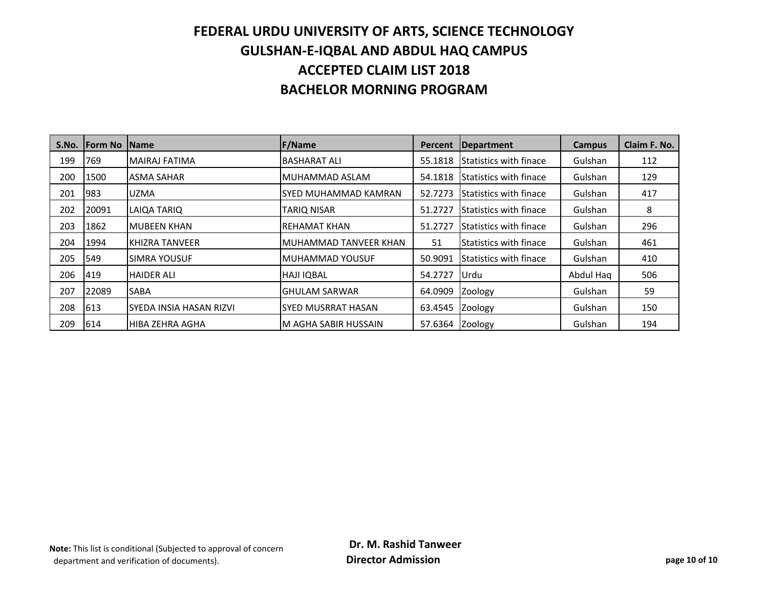# FEDERAL URDU UNIVERSITY OF ARTS, SCIENCE TECHNOLOGY
## GULSHAN-E-IQBAL AND ABDUL HAQ CAMPUS
## ACCEPTED CLAIM LIST 2018
## BACHELOR MORNING PROGRAM

| S.No. | Form No | Name | F/Name | Percent | Department | Campus | Claim F. No. |
|---|---|---|---|---|---|---|---|
| 199 | 769 | MAIRAJ FATIMA | BASHARAT ALI | 55.1818 | Statistics with finace | Gulshan | 112 |
| 200 | 1500 | ASMA SAHAR | MUHAMMAD ASLAM | 54.1818 | Statistics with finace | Gulshan | 129 |
| 201 | 983 | UZMA | SYED MUHAMMAD KAMRAN | 52.7273 | Statistics with finace | Gulshan | 417 |
| 202 | 20091 | LAIQA TARIQ | TARIQ NISAR | 51.2727 | Statistics with finace | Gulshan | 8 |
| 203 | 1862 | MUBEEN KHAN | REHAMAT KHAN | 51.2727 | Statistics with finace | Gulshan | 296 |
| 204 | 1994 | KHIZRA TANVEER | MUHAMMAD TANVEER KHAN | 51 | Statistics with finace | Gulshan | 461 |
| 205 | 549 | SIMRA YOUSUF | MUHAMMAD YOUSUF | 50.9091 | Statistics with finace | Gulshan | 410 |
| 206 | 419 | HAIDER ALI | HAJI IQBAL | 54.2727 | Urdu | Abdul Haq | 506 |
| 207 | 22089 | SABA | GHULAM SARWAR | 64.0909 | Zoology | Gulshan | 59 |
| 208 | 613 | SYEDA INSIA HASAN RIZVI | SYED MUSRRAT HASAN | 63.4545 | Zoology | Gulshan | 150 |
| 209 | 614 | HIBA ZEHRA AGHA | M AGHA SABIR HUSSAIN | 57.6364 | Zoology | Gulshan | 194 |

**Note:** This list is conditional (Subjected to approval of concern department and verification of documents).

**Dr. M. Rashid Tanweer**
**Director Admission**